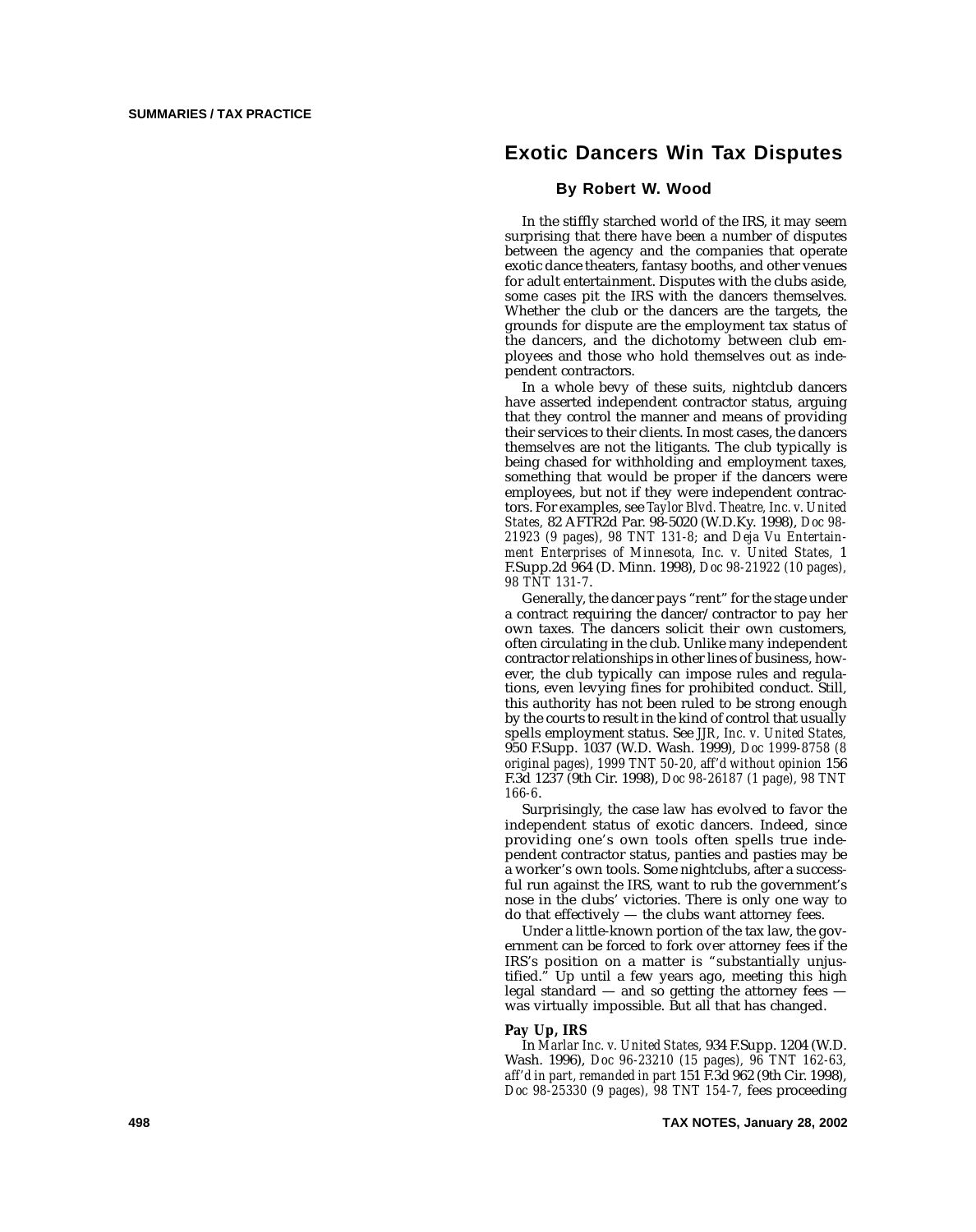# Exotic Dancers Win Tax Disputes

### By Robert W. Wood

In the stiffly starched world of the IRS, it may seem surprising that there have been a number of disputes between the agency and the companies that operate exotic dance theaters, fantasy booths, and other venues for adult entertainment. Disputes with the clubs aside, some cases pit the IRS with the dancers themselves. Whether the club or the dancers are the targets, the grounds for dispute are the employment tax status of the dancers, and the dichotomy between club employees and those who hold themselves out as independent contractors.

In a whole bevy of these suits, nightclub dancers have asserted independent contractor status, arguing that they control the manner and means of providing their services to their clients. In most cases, the dancers themselves are not the litigants. The club typically is being chased for withholding and employment taxes, something that would be proper if the dancers were employees, but not if they were independent contractors. For examples, see *Taylor Blvd. Theatre, Inc. v. United States,* 82 AFTR2d Par. 98-5020 (W.D.Ky. 1998), *Doc 98-21923 (9 pages), 98 TNT 131-8;* and *Deja Vu Entertainment Enterprises of Minnesota, Inc. v. United States,* 1 F.Supp.2d 964 (D. Minn. 1998), *Doc 98-21922 (10 pages), 98 TNT 131-7.*

Generally, the dancer pays "rent" for the stage under a contract requiring the dancer/contractor to pay her own taxes. The dancers solicit their own customers, often circulating in the club. Unlike many independent contractor relationships in other lines of business, however, the club typically can impose rules and regulations, even levying fines for prohibited conduct. Still, this authority has not been ruled to be strong enough by the courts to result in the kind of control that usually spells employment status. See *JJR, Inc. v. United States,* 950 F.Supp. 1037 (W.D. Wash. 1999), *Doc 1999-8758 (8 original pages), 1999 TNT 50-20, aff'd without opinion* 156 F.3d 1237 (9th Cir. 1998), *Doc 98-26187 (1 page), 98 TNT 166-6.*

Surprisingly, the case law has evolved to favor the independent status of exotic dancers. Indeed, since providing one's own tools often spells true independent contractor status, panties and pasties may be a worker's own tools. Some nightclubs, after a successful run against the IRS, want to rub the government's nose in the clubs' victories. There is only one way to do that effectively — the clubs want attorney fees.

Under a little-known portion of the tax law, the government can be forced to fork over attorney fees if the IRS's position on a matter is "substantially unjustified." Up until a few years ago, meeting this high legal standard — and so getting the attorney fees — was virtually impossible. But all that has changed.

#### Pay Up, IRS

In *Marlar Inc. v. United States,* 934 F.Supp. 1204 (W.D. Wash. 1996), *Doc 96-23210 (15 pages), 96 TNT 162-63, aff'd in part, remanded in part* 151 F.3d 962 (9th Cir. 1998), *Doc 98-25330 (9 pages), 98 TNT 154-7,* fees proceeding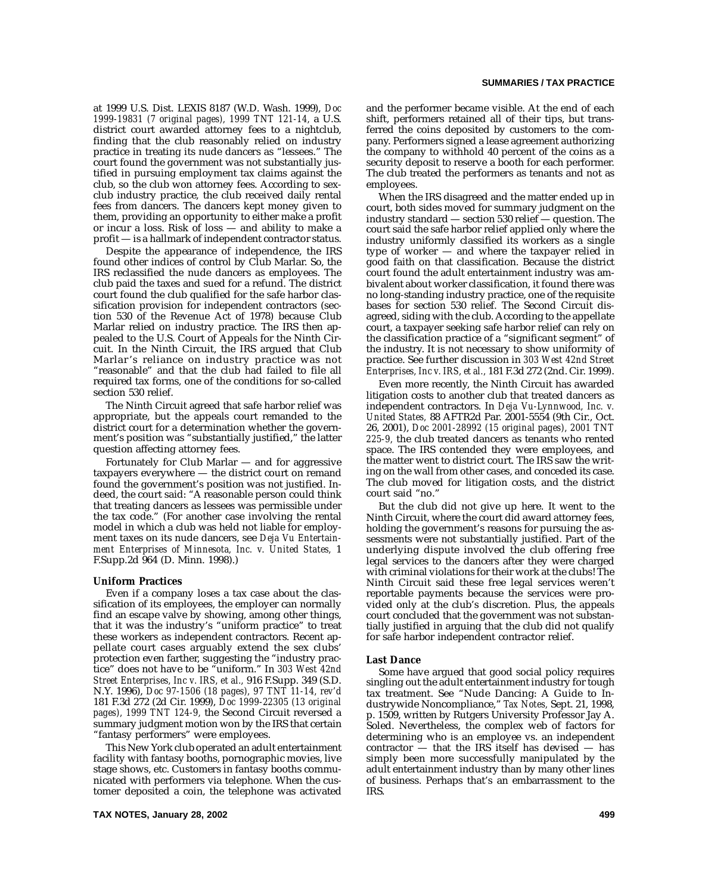at 1999 U.S. Dist. LEXIS 8187 (W.D. Wash. 1999), *Doc 1999-19831 (7 original pages), 1999 TNT 121-14*, a U.S. district court awarded attorney fees to a nightclub, finding that the club reasonably relied on industry practice in treating its nude dancers as "lessees." The court found the government was not substantially justified in pursuing employment tax claims against the club, so the club won attorney fees. According to sex-club industry practice, the club received daily rental fees from dancers. The dancers kept money given to them, providing an opportunity to either make a profit or incur a loss. Risk of loss — and ability to make a profit — is a hallmark of independent contractor status.

Despite the appearance of independence, the IRS found other indices of control by Club Marlar. So, the IRS reclassified the nude dancers as employees. The club paid the taxes and sued for a refund. The district court found the club qualified for the safe harbor classification provision for independent contractors (section 530 of the Revenue Act of 1978) because Club Marlar relied on industry practice. The IRS then appealed to the U.S. Court of Appeals for the Ninth Circuit. In the Ninth Circuit, the IRS argued that Club Marlar's reliance on industry practice was not "reasonable" and that the club had failed to file all required tax forms, one of the conditions for so-called section 530 relief.

The Ninth Circuit agreed that safe harbor relief was appropriate, but the appeals court remanded to the district court for a determination whether the government's position was "substantially justified," the latter question affecting attorney fees.

Fortunately for Club Marlar — and for aggressive taxpayers everywhere — the district court on remand found the government's position was not justified. Indeed, the court said: "A reasonable person could think that treating dancers as lessees was permissible under the tax code." (For another case involving the rental model in which a club was held not liable for employment taxes on its nude dancers, see *Deja Vu Entertainment Enterprises of Minnesota, Inc. v. United States*, 1 F.Supp.2d 964 (D. Minn. 1998).)

### Uniform Practices

Even if a company loses a tax case about the classification of its employees, the employer can normally find an escape valve by showing, among other things, that it was the industry's "uniform practice" to treat these workers as independent contractors. Recent appellate court cases arguably extend the sex clubs' protection even farther, suggesting the "industry practice" does not have to be "uniform." In *303 West 42nd Street Enterprises, Inc v. IRS, et al.*, 916 F.Supp. 349 (S.D. N.Y. 1996), *Doc 97-1506 (18 pages), 97 TNT 11-14, rev'd* 181 F.3d 272 (2d Cir. 1999), *Doc 1999-22305 (13 original pages), 1999 TNT 124-9*, the Second Circuit reversed a summary judgment motion won by the IRS that certain "fantasy performers" were employees.

This New York club operated an adult entertainment facility with fantasy booths, pornographic movies, live stage shows, etc. Customers in fantasy booths communicated with performers via telephone. When the customer deposited a coin, the telephone was activated and the performer became visible. At the end of each shift, performers retained all of their tips, but transferred the coins deposited by customers to the company. Performers signed a lease agreement authorizing the company to withhold 40 percent of the coins as a security deposit to reserve a booth for each performer. The club treated the performers as tenants and not as employees.

When the IRS disagreed and the matter ended up in court, both sides moved for summary judgment on the industry standard — section 530 relief — question. The court said the safe harbor relief applied only where the industry uniformly classified its workers as a single type of worker — and where the taxpayer relied in good faith on that classification. Because the district court found the adult entertainment industry was ambivalent about worker classification, it found there was no long-standing industry practice, one of the requisite bases for section 530 relief. The Second Circuit disagreed, siding with the club. According to the appellate court, a taxpayer seeking safe harbor relief can rely on the classification practice of a "significant segment" of the industry. It is not necessary to show uniformity of practice. See further discussion in *303 West 42nd Street Enterprises, Inc v. IRS, et al.*, 181 F.3d 272 (2nd. Cir. 1999).

Even more recently, the Ninth Circuit has awarded litigation costs to another club that treated dancers as independent contractors. In *Deja Vu-Lynnwood, Inc. v. United States*, 88 AFTR2d Par. 2001-5554 (9th Cir., Oct. 26, 2001), *Doc 2001-28992 (15 original pages), 2001 TNT 225-9*, the club treated dancers as tenants who rented space. The IRS contended they were employees, and the matter went to district court. The IRS saw the writing on the wall from other cases, and conceded its case. The club moved for litigation costs, and the district court said "no."

But the club did not give up here. It went to the Ninth Circuit, where the court did award attorney fees, holding the government's reasons for pursuing the assessments were not substantially justified. Part of the underlying dispute involved the club offering free legal services to the dancers after they were charged with criminal violations for their work at the clubs! The Ninth Circuit said these free legal services weren't reportable payments because the services were provided only at the club's discretion. Plus, the appeals court concluded that the government was not substantially justified in arguing that the club did not qualify for safe harbor independent contractor relief.

### Last Dance

Some have argued that good social policy requires singling out the adult entertainment industry for tough tax treatment. See "Nude Dancing: A Guide to Industrywide Noncompliance," *Tax Notes*, Sept. 21, 1998, p. 1509, written by Rutgers University Professor Jay A. Soled. Nevertheless, the complex web of factors for determining who is an employee vs. an independent contractor — that the IRS itself has devised — has simply been more successfully manipulated by the adult entertainment industry than by many other lines of business. Perhaps that's an embarrassment to the IRS.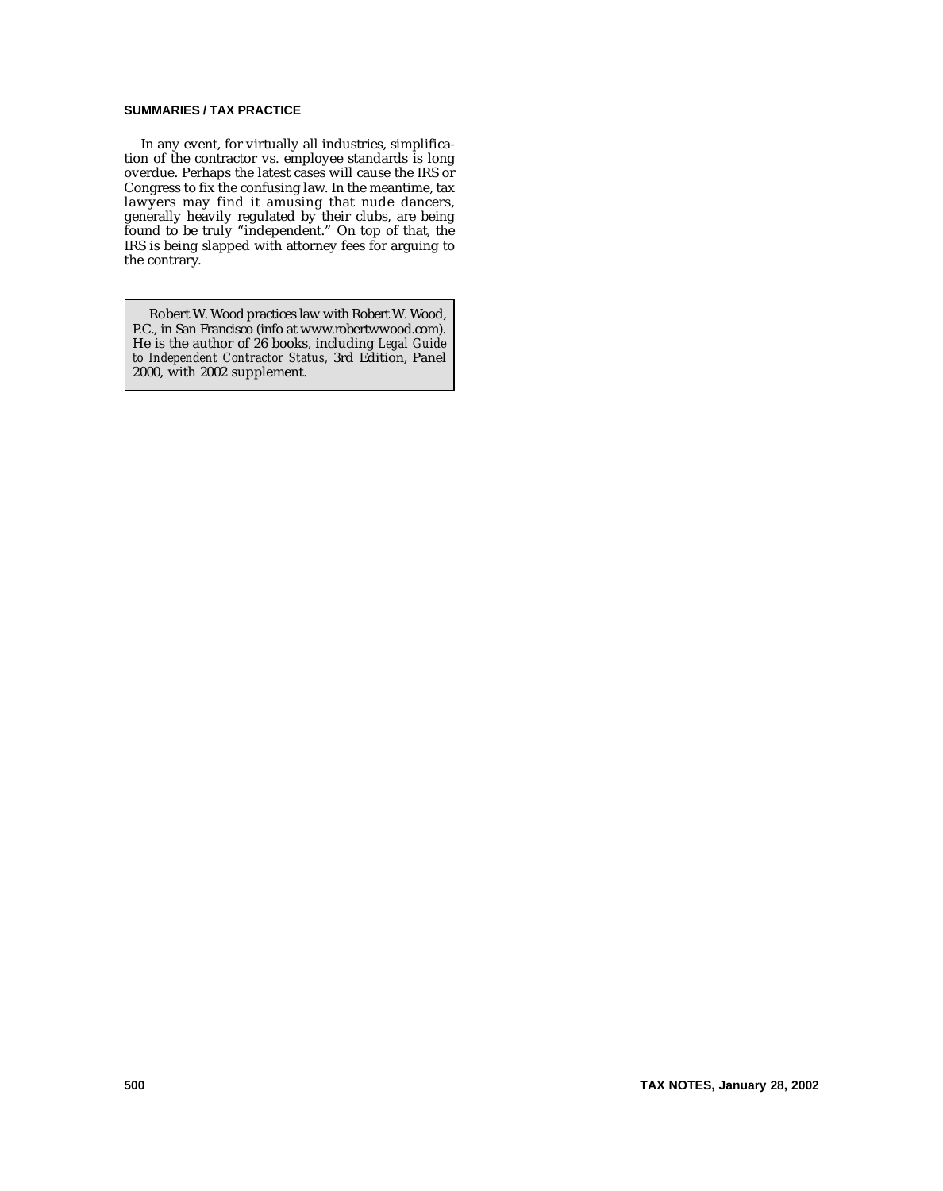In any event, for virtually all industries, simplification of the contractor vs. employee standards is long overdue. Perhaps the latest cases will cause the IRS or Congress to fix the confusing law. In the meantime, tax lawyers may find it amusing that nude dancers, generally heavily regulated by their clubs, are being found to be truly "independent." On top of that, the IRS is being slapped with attorney fees for arguing to the contrary.

Robert W. Wood practices law with Robert W. Wood, P.C., in San Francisco (info at www.robertwwood.com). He is the author of 26 books, including *Legal Guide to Independent Contractor Status,* 3rd Edition, Panel 2000, with 2002 supplement.